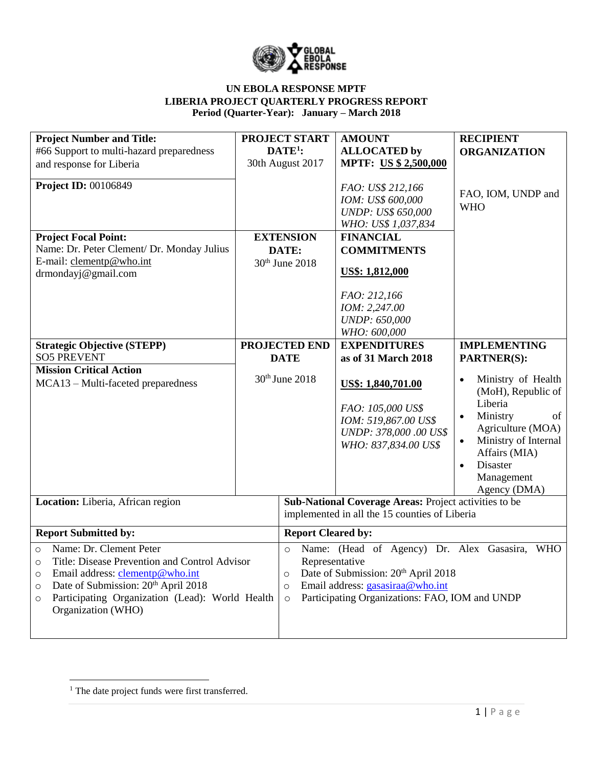**UN EBOLA RESPONSE MPTF**
**LIBERIA PROJECT QUARTERLY PROGRESS REPORT**
**Period (Quarter-Year): January – March 2018**

| **Project Number and Title:** #66 Support to multi-hazard preparedness and response for Liberia<br><br>**Project ID:** 00106849 | **PROJECT START DATE**[1]**:** 30th August 2017 | **AMOUNT ALLOCATED by MPTF: US $ 2,500,000**<br><br>*FAO: US$ 212,166*<br>*IOM: US$ 600,000*<br>*UNDP: US$ 650,000*<br>*WHO: US$ 1,037,834* | **RECIPIENT ORGANIZATION**<br><br>FAO, IOM, UNDP and WHO |
|---|---|---|---|
| **Project Focal Point:** Name: Dr. Peter Clement/ Dr. Monday Julius<br>E-mail: clementp@who.int<br>drmondayj@gmail.com | **EXTENSION DATE:** 30th June 2018 | **FINANCIAL COMMITMENTS**<br><br>**US$: 1,812,000**<br><br>*FAO: 212,166*<br>*IOM: 2,247.00*<br>*UNDP: 650,000*<br>*WHO: 600,000* | |
| **Strategic Objective (STEPP)** SO5 PREVENT<br>**Mission Critical Action** MCA13 – Multi-faceted preparedness | **PROJECTED END DATE**<br><br>30th June 2018 | **EXPENDITURES as of 31 March 2018**<br><br>**US$: 1,840,701.00**<br><br>*FAO: 105,000 US$*<br>*IOM: 519,867.00 US$*<br>*UNDP: 378,000 .00 US$*<br>*WHO: 837,834.00 US$* | **IMPLEMENTING PARTNER(S):**<br>• Ministry of Health (MoH), Republic of Liberia<br>• Ministry of Agriculture (MOA)<br>• Ministry of Internal Affairs (MIA)<br>• Disaster Management Agency (DMA) |
| **Location:** Liberia, African region | **Sub-National Coverage Areas:** Project activities to be implemented in all the 15 counties of Liberia | | |
| **Report Submitted by:** | **Report Cleared by:** | | |
| ○ Name: Dr. Clement Peter<br>○ Title: Disease Prevention and Control Advisor<br>○ Email address: clementp@who.int<br>○ Date of Submission: 20th April 2018<br>○ Participating Organization (Lead): World Health Organization (WHO) | ○ Name: (Head of Agency) Dr. Alex Gasasira, WHO Representative<br>○ Date of Submission: 20th April 2018<br>○ Email address: gasasiraa@who.int<br>○ Participating Organizations: FAO, IOM and UNDP | | |

[1] The date project funds were first transferred.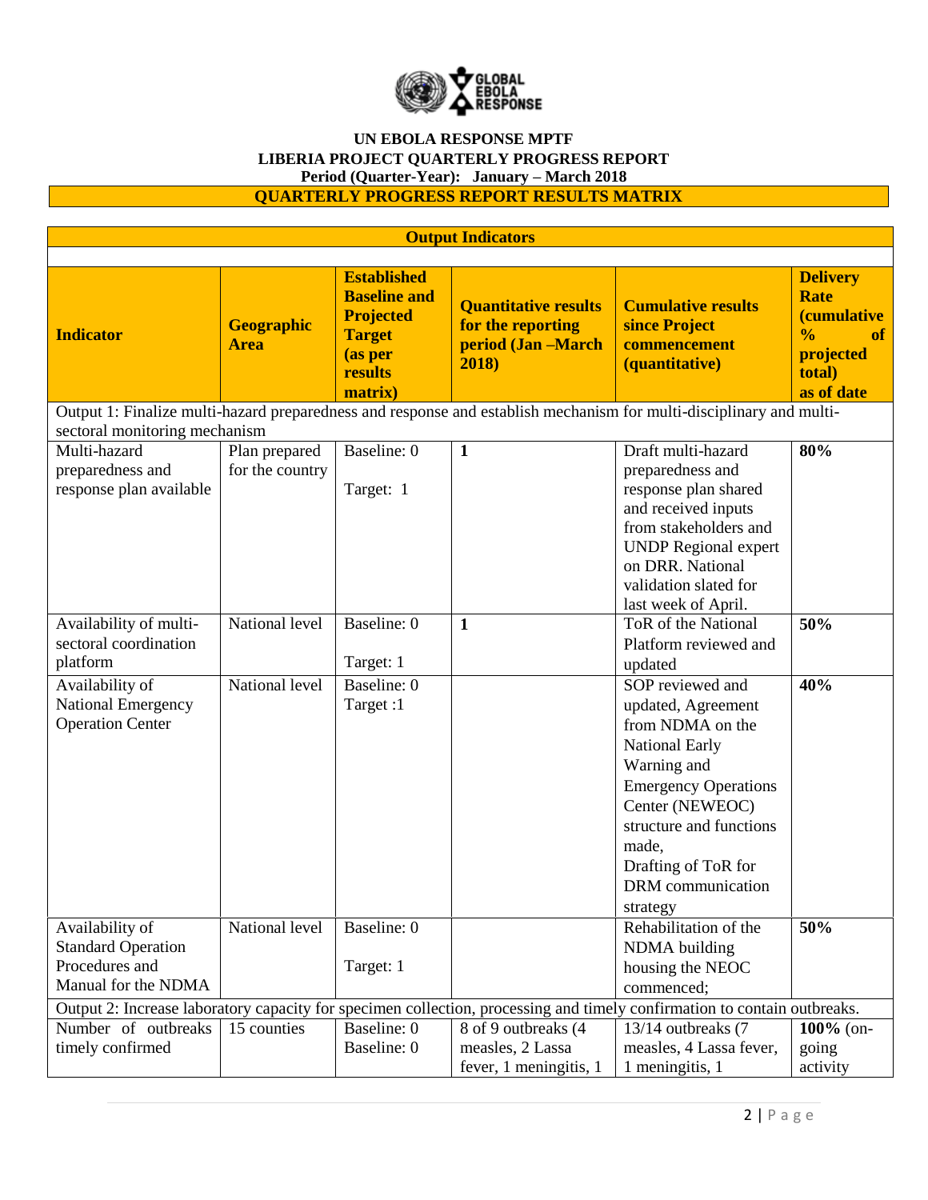**UN EBOLA RESPONSE MPTF**
**LIBERIA PROJECT QUARTERLY PROGRESS REPORT**
**Period (Quarter-Year): January – March 2018**

**QUARTERLY PROGRESS REPORT RESULTS MATRIX**

| **Output Indicators** | | | | | |
|---|---|---|---|---|---|
| **Indicator** | **Geographic Area** | **Established Baseline and Projected Target (as per results matrix)** | **Quantitative results for the reporting period (Jan –March 2018)** | **Cumulative results since Project commencement (quantitative)** | **Delivery Rate (cumulative % of projected total) as of date** |
| Output 1: Finalize multi-hazard preparedness and response and establish mechanism for multi-disciplinary and multi-sectoral monitoring mechanism | | | | | |
| Multi-hazard preparedness and response plan available | Plan prepared for the country | Baseline: 0<br><br>Target: 1 | **1** | Draft multi-hazard preparedness and response plan shared and received inputs from stakeholders and UNDP Regional expert on DRR. National validation slated for last week of April. | **80%** |
| Availability of multi-sectoral coordination platform | National level | Baseline: 0<br><br>Target: 1 | **1** | ToR of the National Platform reviewed and updated | **50%** |
| Availability of National Emergency Operation Center | National level | Baseline: 0<br>Target :1 | | SOP reviewed and updated, Agreement from NDMA on the National Early Warning and Emergency Operations Center (NEWEOC) structure and functions made,<br>Drafting of ToR for DRM communication strategy | **40%** |
| Availability of Standard Operation Procedures and Manual for the NDMA | National level | Baseline: 0<br><br>Target: 1 | | Rehabilitation of the NDMA building housing the NEOC commenced; | **50%** |
| Output 2: Increase laboratory capacity for specimen collection, processing and timely confirmation to contain outbreaks. | | | | | |
| Number of outbreaks timely confirmed | 15 counties | Baseline: 0<br>Baseline: 0 | 8 of 9 outbreaks (4 measles, 2 Lassa fever, 1 meningitis, 1 | 13/14 outbreaks (7 measles, 4 Lassa fever, 1 meningitis, 1 | **100%** (on-going activity |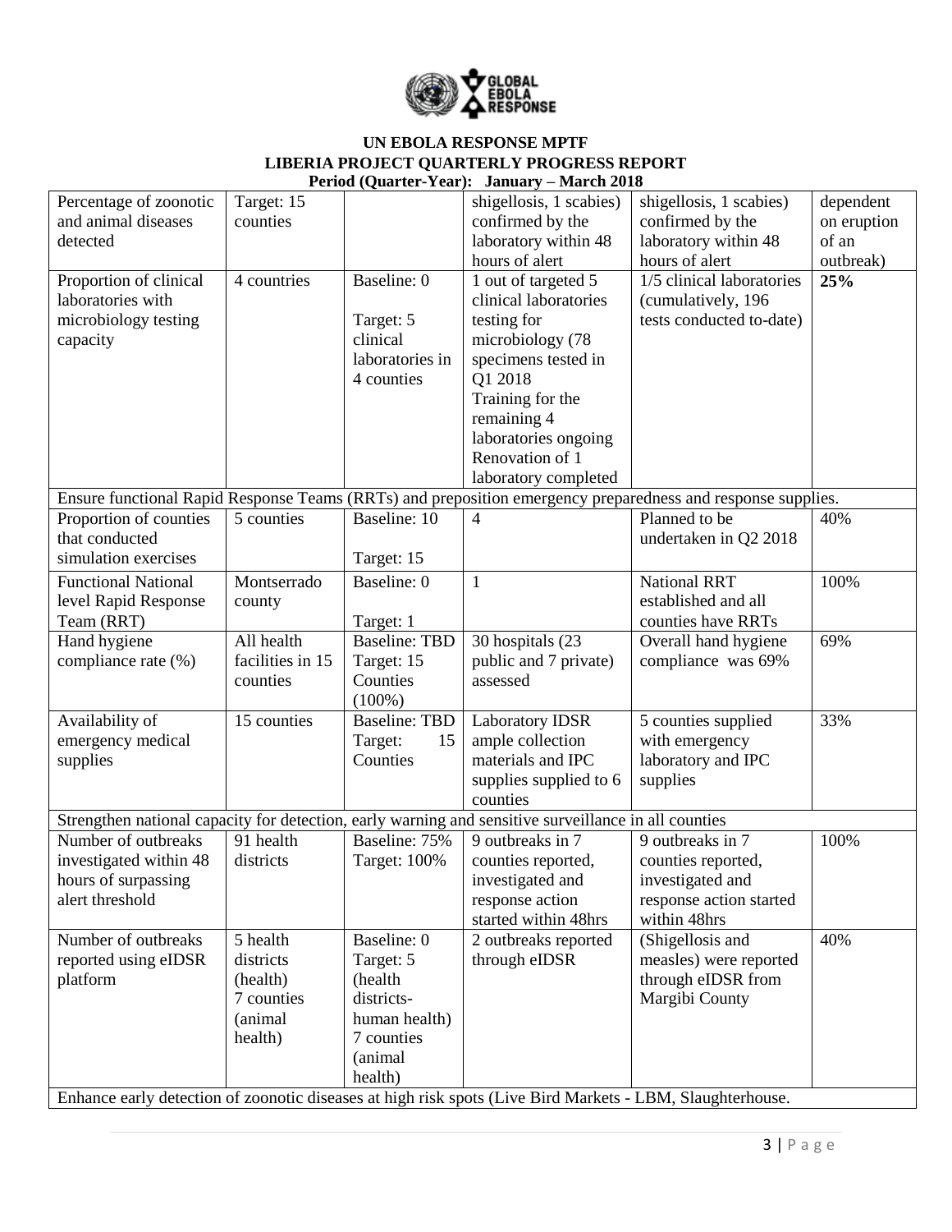**UN EBOLA RESPONSE MPTF**
**LIBERIA PROJECT QUARTERLY PROGRESS REPORT**
**Period (Quarter-Year): January – March 2018**

| | | | | | |
|---|---|---|---|---|---|
| Percentage of zoonotic and animal diseases detected | Target: 15 counties | | shigellosis, 1 scabies) confirmed by the laboratory within 48 hours of alert | shigellosis, 1 scabies) confirmed by the laboratory within 48 hours of alert | dependent on eruption of an outbreak) |
| Proportion of clinical laboratories with microbiology testing capacity | 4 countries | Baseline: 0<br><br>Target: 5 clinical laboratories in 4 counties | 1 out of targeted 5 clinical laboratories testing for microbiology (78 specimens tested in Q1 2018<br>Training for the remaining 4 laboratories ongoing<br>Renovation of 1 laboratory completed | 1/5 clinical laboratories (cumulatively, 196 tests conducted to-date) | **25%** |
| Ensure functional Rapid Response Teams (RRTs) and preposition emergency preparedness and response supplies. | | | | | |
| Proportion of counties that conducted simulation exercises | 5 counties | Baseline: 10<br><br>Target: 15 | 4 | Planned to be undertaken in Q2 2018 | 40% |
| Functional National level Rapid Response Team (RRT) | Montserrado county | Baseline: 0<br><br>Target: 1 | 1 | National RRT established and all counties have RRTs | 100% |
| Hand hygiene compliance rate (%) | All health facilities in 15 counties | Baseline: TBD<br>Target: 15 Counties (100%) | 30 hospitals (23 public and 7 private) assessed | Overall hand hygiene compliance was 69% | 69% |
| Availability of emergency medical supplies | 15 counties | Baseline: TBD<br>Target: 15 Counties | Laboratory IDSR ample collection materials and IPC supplies supplied to 6 counties | 5 counties supplied with emergency laboratory and IPC supplies | 33% |
| Strengthen national capacity for detection, early warning and sensitive surveillance in all counties | | | | | |
| Number of outbreaks investigated within 48 hours of surpassing alert threshold | 91 health districts | Baseline: 75%<br>Target: 100% | 9 outbreaks in 7 counties reported, investigated and response action started within 48hrs | 9 outbreaks in 7 counties reported, investigated and response action started within 48hrs | 100% |
| Number of outbreaks reported using eIDSR platform | 5 health districts (health)<br>7 counties (animal health) | Baseline: 0<br>Target: 5 (health districts-human health)<br>7 counties (animal health) | 2 outbreaks reported through eIDSR | (Shigellosis and measles) were reported through eIDSR from Margibi County | 40% |
| Enhance early detection of zoonotic diseases at high risk spots (Live Bird Markets - LBM, Slaughterhouse. | | | | | |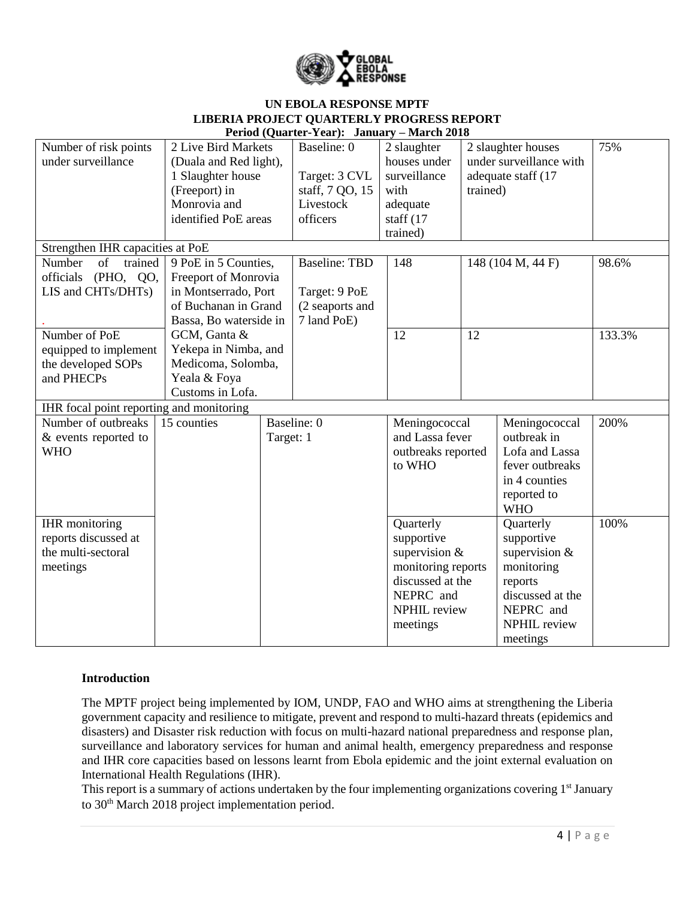**UN EBOLA RESPONSE MPTF**
**LIBERIA PROJECT QUARTERLY PROGRESS REPORT**
**Period (Quarter-Year): January – March 2018**

| | | | | | |
|---|---|---|---|---|---|
| Number of risk points under surveillance | 2 Live Bird Markets (Duala and Red light), 1 Slaughter house (Freeport) in Monrovia and identified PoE areas | Baseline: 0<br><br>Target: 3 CVL staff, 7 QO, 15 Livestock officers | 2 slaughter houses under surveillance with adequate staff (17 trained) | 2 slaughter houses under surveillance with adequate staff (17 trained) | 75% |
| Strengthen IHR capacities at PoE | | | | | |
| Number of trained officials (PHO, QO, LIS and CHTs/DHTs)<br><br>. | 9 PoE in 5 Counties, Freeport of Monrovia in Montserrado, Port of Buchanan in Grand Bassa, Bo waterside in GCM, Ganta & Yekepa in Nimba, and Medicoma, Solomba, Yeala & Foya Customs in Lofa. | Baseline: TBD<br><br>Target: 9 PoE (2 seaports and 7 land PoE) | 148 | 148 (104 M, 44 F) | 98.6% |
| Number of PoE equipped to implement the developed SOPs and PHECPs | | | 12 | 12 | 133.3% |
| IHR focal point reporting and monitoring | | | | | |
| Number of outbreaks & events reported to WHO | 15 counties | Baseline: 0<br>Target: 1 | Meningococcal and Lassa fever outbreaks reported to WHO | Meningococcal outbreak in Lofa and Lassa fever outbreaks in 4 counties reported to WHO | 200% |
| IHR monitoring reports discussed at the multi-sectoral meetings | | | Quarterly supportive supervision & monitoring reports discussed at the NEPRC and NPHIL review meetings | Quarterly supportive supervision & monitoring reports discussed at the NEPRC and NPHIL review meetings | 100% |

## Introduction

The MPTF project being implemented by IOM, UNDP, FAO and WHO aims at strengthening the Liberia government capacity and resilience to mitigate, prevent and respond to multi-hazard threats (epidemics and disasters) and Disaster risk reduction with focus on multi-hazard national preparedness and response plan, surveillance and laboratory services for human and animal health, emergency preparedness and response and IHR core capacities based on lessons learnt from Ebola epidemic and the joint external evaluation on International Health Regulations (IHR).

This report is a summary of actions undertaken by the four implementing organizations covering 1st January to 30th March 2018 project implementation period.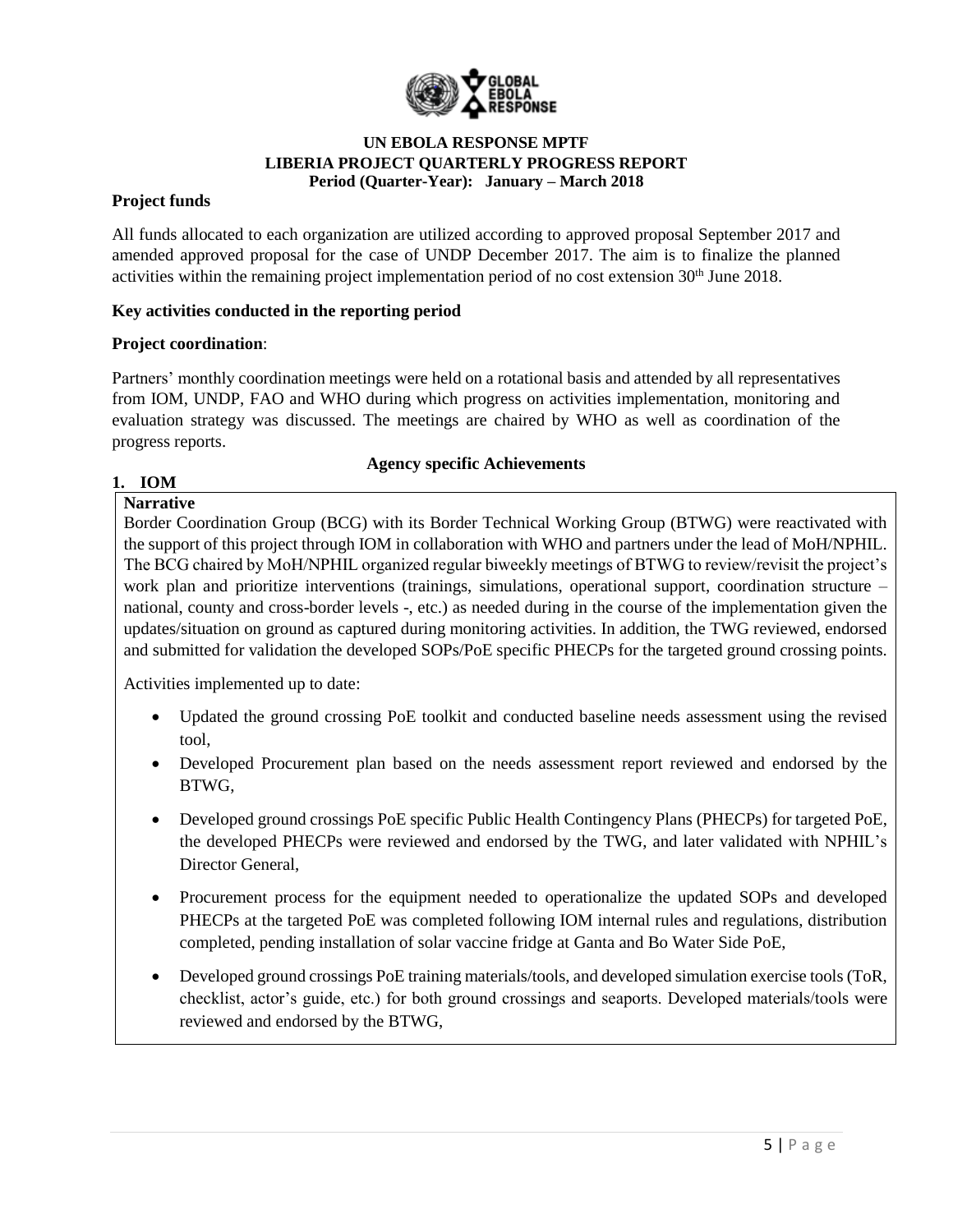**UN EBOLA RESPONSE MPTF**
**LIBERIA PROJECT QUARTERLY PROGRESS REPORT**
**Period (Quarter-Year): January – March 2018**

**Project funds**

All funds allocated to each organization are utilized according to approved proposal September 2017 and amended approved proposal for the case of UNDP December 2017. The aim is to finalize the planned activities within the remaining project implementation period of no cost extension 30th June 2018.

**Key activities conducted in the reporting period**

**Project coordination**:

Partners' monthly coordination meetings were held on a rotational basis and attended by all representatives from IOM, UNDP, FAO and WHO during which progress on activities implementation, monitoring and evaluation strategy was discussed. The meetings are chaired by WHO as well as coordination of the progress reports.

**Agency specific Achievements**

**1. IOM**

**Narrative**

Border Coordination Group (BCG) with its Border Technical Working Group (BTWG) were reactivated with the support of this project through IOM in collaboration with WHO and partners under the lead of MoH/NPHIL. The BCG chaired by MoH/NPHIL organized regular biweekly meetings of BTWG to review/revisit the project's work plan and prioritize interventions (trainings, simulations, operational support, coordination structure – national, county and cross-border levels -, etc.) as needed during in the course of the implementation given the updates/situation on ground as captured during monitoring activities. In addition, the TWG reviewed, endorsed and submitted for validation the developed SOPs/PoE specific PHECPs for the targeted ground crossing points.

Activities implemented up to date:

- Updated the ground crossing PoE toolkit and conducted baseline needs assessment using the revised tool,
- Developed Procurement plan based on the needs assessment report reviewed and endorsed by the BTWG,
- Developed ground crossings PoE specific Public Health Contingency Plans (PHECPs) for targeted PoE, the developed PHECPs were reviewed and endorsed by the TWG, and later validated with NPHIL's Director General,
- Procurement process for the equipment needed to operationalize the updated SOPs and developed PHECPs at the targeted PoE was completed following IOM internal rules and regulations, distribution completed, pending installation of solar vaccine fridge at Ganta and Bo Water Side PoE,
- Developed ground crossings PoE training materials/tools, and developed simulation exercise tools (ToR, checklist, actor's guide, etc.) for both ground crossings and seaports. Developed materials/tools were reviewed and endorsed by the BTWG,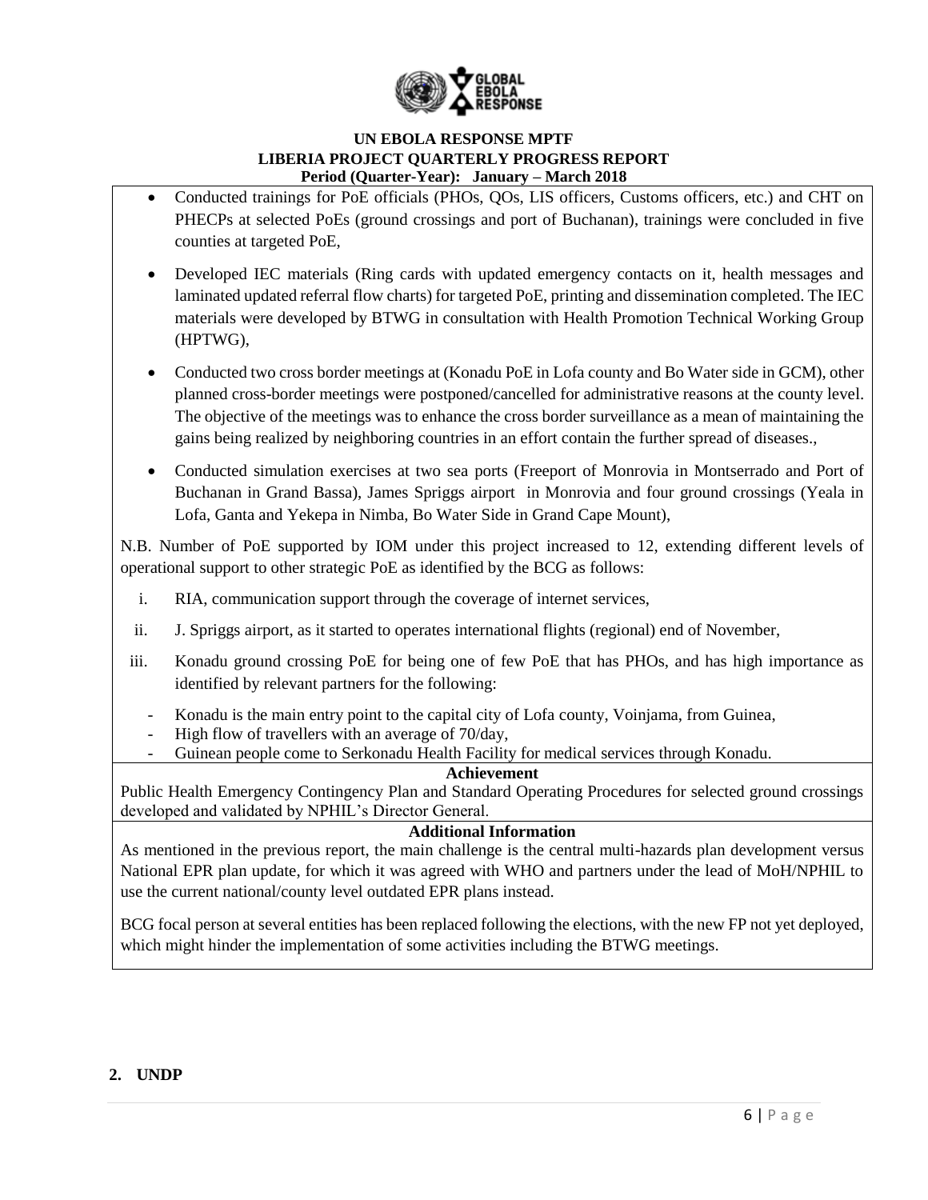- Conducted trainings for PoE officials (PHOs, QOs, LIS officers, Customs officers, etc.) and CHT on PHECPs at selected PoEs (ground crossings and port of Buchanan), trainings were concluded in five counties at targeted PoE,
- Developed IEC materials (Ring cards with updated emergency contacts on it, health messages and laminated updated referral flow charts) for targeted PoE, printing and dissemination completed. The IEC materials were developed by BTWG in consultation with Health Promotion Technical Working Group (HPTWG),
- Conducted two cross border meetings at (Konadu PoE in Lofa county and Bo Water side in GCM), other planned cross-border meetings were postponed/cancelled for administrative reasons at the county level. The objective of the meetings was to enhance the cross border surveillance as a mean of maintaining the gains being realized by neighboring countries in an effort contain the further spread of diseases.,
- Conducted simulation exercises at two sea ports (Freeport of Monrovia in Montserrado and Port of Buchanan in Grand Bassa), James Spriggs airport in Monrovia and four ground crossings (Yeala in Lofa, Ganta and Yekepa in Nimba, Bo Water Side in Grand Cape Mount),

N.B. Number of PoE supported by IOM under this project increased to 12, extending different levels of operational support to other strategic PoE as identified by the BCG as follows:

i. RIA, communication support through the coverage of internet services,
ii. J. Spriggs airport, as it started to operates international flights (regional) end of November,
iii. Konadu ground crossing PoE for being one of few PoE that has PHOs, and has high importance as identified by relevant partners for the following:
    - Konadu is the main entry point to the capital city of Lofa county, Voinjama, from Guinea,
    - High flow of travellers with an average of 70/day,
    - Guinean people come to Serkonadu Health Facility for medical services through Konadu.

**Achievement**

Public Health Emergency Contingency Plan and Standard Operating Procedures for selected ground crossings developed and validated by NPHIL's Director General.

**Additional Information**

As mentioned in the previous report, the main challenge is the central multi-hazards plan development versus National EPR plan update, for which it was agreed with WHO and partners under the lead of MoH/NPHIL to use the current national/county level outdated EPR plans instead.

BCG focal person at several entities has been replaced following the elections, with the new FP not yet deployed, which might hinder the implementation of some activities including the BTWG meetings.

## 2. UNDP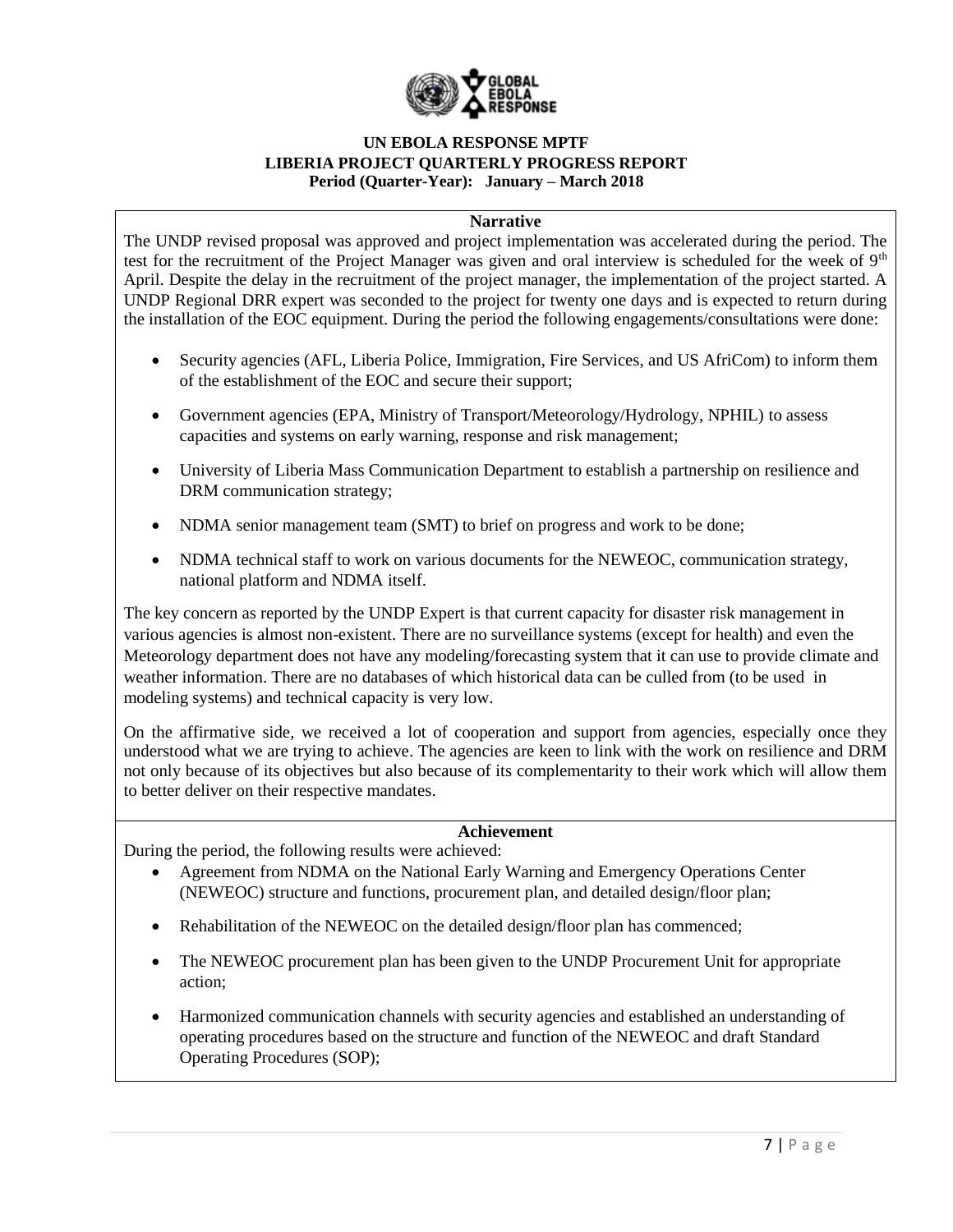**UN EBOLA RESPONSE MPTF**
**LIBERIA PROJECT QUARTERLY PROGRESS REPORT**
**Period (Quarter-Year): January – March 2018**

### Narrative

The UNDP revised proposal was approved and project implementation was accelerated during the period. The test for the recruitment of the Project Manager was given and oral interview is scheduled for the week of 9th April. Despite the delay in the recruitment of the project manager, the implementation of the project started. A UNDP Regional DRR expert was seconded to the project for twenty one days and is expected to return during the installation of the EOC equipment. During the period the following engagements/consultations were done:

- Security agencies (AFL, Liberia Police, Immigration, Fire Services, and US AfriCom) to inform them of the establishment of the EOC and secure their support;
- Government agencies (EPA, Ministry of Transport/Meteorology/Hydrology, NPHIL) to assess capacities and systems on early warning, response and risk management;
- University of Liberia Mass Communication Department to establish a partnership on resilience and DRM communication strategy;
- NDMA senior management team (SMT) to brief on progress and work to be done;
- NDMA technical staff to work on various documents for the NEWEOC, communication strategy, national platform and NDMA itself.

The key concern as reported by the UNDP Expert is that current capacity for disaster risk management in various agencies is almost non-existent. There are no surveillance systems (except for health) and even the Meteorology department does not have any modeling/forecasting system that it can use to provide climate and weather information. There are no databases of which historical data can be culled from (to be used in modeling systems) and technical capacity is very low.

On the affirmative side, we received a lot of cooperation and support from agencies, especially once they understood what we are trying to achieve. The agencies are keen to link with the work on resilience and DRM not only because of its objectives but also because of its complementarity to their work which will allow them to better deliver on their respective mandates.

### Achievement

During the period, the following results were achieved:

- Agreement from NDMA on the National Early Warning and Emergency Operations Center (NEWEOC) structure and functions, procurement plan, and detailed design/floor plan;
- Rehabilitation of the NEWEOC on the detailed design/floor plan has commenced;
- The NEWEOC procurement plan has been given to the UNDP Procurement Unit for appropriate action;
- Harmonized communication channels with security agencies and established an understanding of operating procedures based on the structure and function of the NEWEOC and draft Standard Operating Procedures (SOP);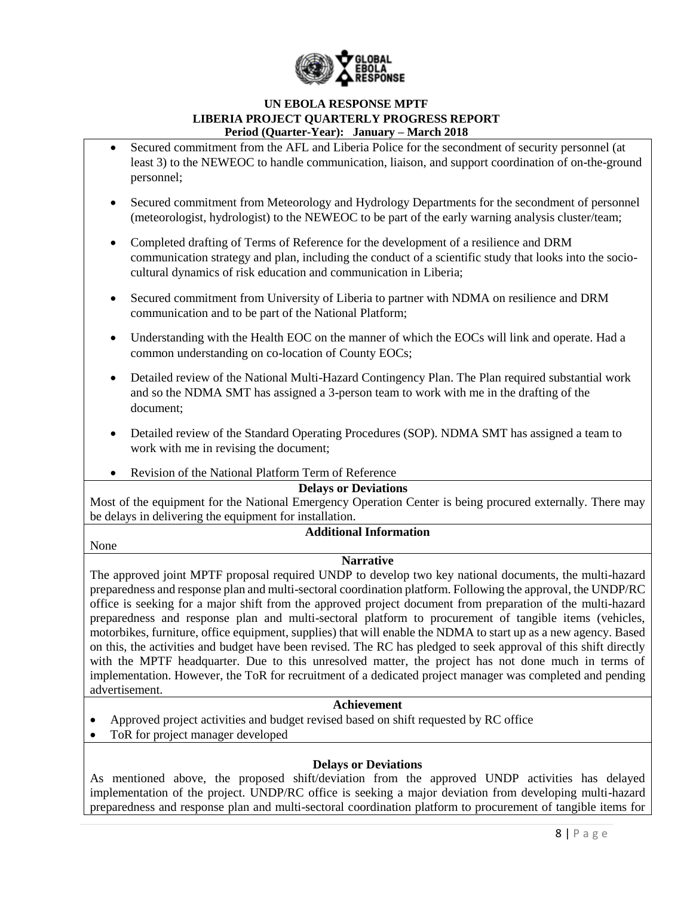- Secured commitment from the AFL and Liberia Police for the secondment of security personnel (at least 3) to the NEWEOC to handle communication, liaison, and support coordination of on-the-ground personnel;
- Secured commitment from Meteorology and Hydrology Departments for the secondment of personnel (meteorologist, hydrologist) to the NEWEOC to be part of the early warning analysis cluster/team;
- Completed drafting of Terms of Reference for the development of a resilience and DRM communication strategy and plan, including the conduct of a scientific study that looks into the socio-cultural dynamics of risk education and communication in Liberia;
- Secured commitment from University of Liberia to partner with NDMA on resilience and DRM communication and to be part of the National Platform;
- Understanding with the Health EOC on the manner of which the EOCs will link and operate. Had a common understanding on co-location of County EOCs;
- Detailed review of the National Multi-Hazard Contingency Plan. The Plan required substantial work and so the NDMA SMT has assigned a 3-person team to work with me in the drafting of the document;
- Detailed review of the Standard Operating Procedures (SOP). NDMA SMT has assigned a team to work with me in revising the document;
- Revision of the National Platform Term of Reference

**Delays or Deviations**

Most of the equipment for the National Emergency Operation Center is being procured externally. There may be delays in delivering the equipment for installation.

**Additional Information**

None

**Narrative**

The approved joint MPTF proposal required UNDP to develop two key national documents, the multi-hazard preparedness and response plan and multi-sectoral coordination platform. Following the approval, the UNDP/RC office is seeking for a major shift from the approved project document from preparation of the multi-hazard preparedness and response plan and multi-sectoral platform to procurement of tangible items (vehicles, motorbikes, furniture, office equipment, supplies) that will enable the NDMA to start up as a new agency. Based on this, the activities and budget have been revised. The RC has pledged to seek approval of this shift directly with the MPTF headquarter. Due to this unresolved matter, the project has not done much in terms of implementation. However, the ToR for recruitment of a dedicated project manager was completed and pending advertisement.

**Achievement**

- Approved project activities and budget revised based on shift requested by RC office
- ToR for project manager developed

**Delays or Deviations**

As mentioned above, the proposed shift/deviation from the approved UNDP activities has delayed implementation of the project. UNDP/RC office is seeking a major deviation from developing multi-hazard preparedness and response plan and multi-sectoral coordination platform to procurement of tangible items for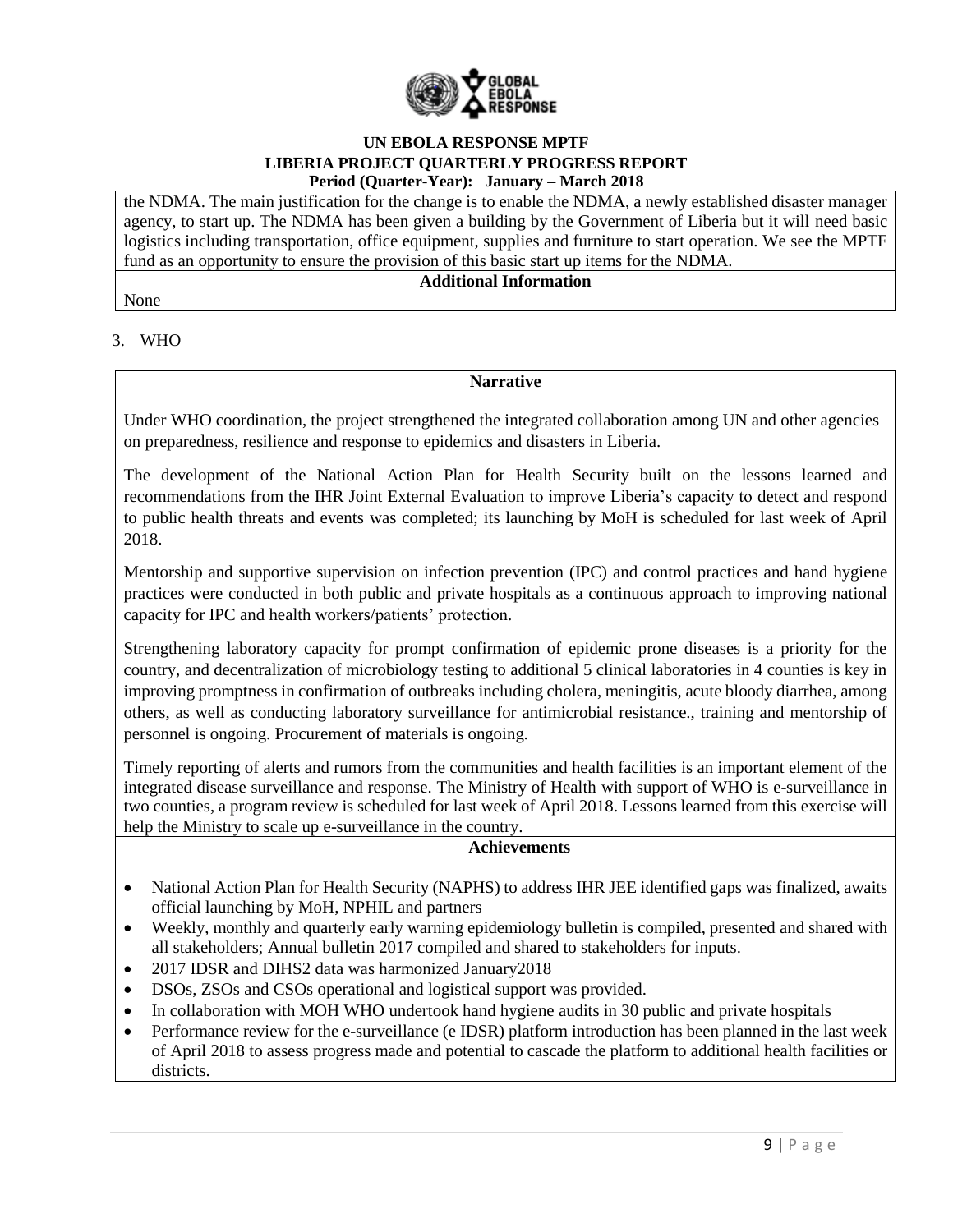the NDMA. The main justification for the change is to enable the NDMA, a newly established disaster manager agency, to start up. The NDMA has been given a building by the Government of Liberia but it will need basic logistics including transportation, office equipment, supplies and furniture to start operation. We see the MPTF fund as an opportunity to ensure the provision of this basic start up items for the NDMA.

**Additional Information**

None

3. WHO

**Narrative**

Under WHO coordination, the project strengthened the integrated collaboration among UN and other agencies on preparedness, resilience and response to epidemics and disasters in Liberia.

The development of the National Action Plan for Health Security built on the lessons learned and recommendations from the IHR Joint External Evaluation to improve Liberia's capacity to detect and respond to public health threats and events was completed; its launching by MoH is scheduled for last week of April 2018.

Mentorship and supportive supervision on infection prevention (IPC) and control practices and hand hygiene practices were conducted in both public and private hospitals as a continuous approach to improving national capacity for IPC and health workers/patients' protection.

Strengthening laboratory capacity for prompt confirmation of epidemic prone diseases is a priority for the country, and decentralization of microbiology testing to additional 5 clinical laboratories in 4 counties is key in improving promptness in confirmation of outbreaks including cholera, meningitis, acute bloody diarrhea, among others, as well as conducting laboratory surveillance for antimicrobial resistance., training and mentorship of personnel is ongoing. Procurement of materials is ongoing.

Timely reporting of alerts and rumors from the communities and health facilities is an important element of the integrated disease surveillance and response. The Ministry of Health with support of WHO is e-surveillance in two counties, a program review is scheduled for last week of April 2018. Lessons learned from this exercise will help the Ministry to scale up e-surveillance in the country.

**Achievements**

- National Action Plan for Health Security (NAPHS) to address IHR JEE identified gaps was finalized, awaits official launching by MoH, NPHIL and partners
- Weekly, monthly and quarterly early warning epidemiology bulletin is compiled, presented and shared with all stakeholders; Annual bulletin 2017 compiled and shared to stakeholders for inputs.
- 2017 IDSR and DIHS2 data was harmonized January2018
- DSOs, ZSOs and CSOs operational and logistical support was provided.
- In collaboration with MOH WHO undertook hand hygiene audits in 30 public and private hospitals
- Performance review for the e-surveillance (e IDSR) platform introduction has been planned in the last week of April 2018 to assess progress made and potential to cascade the platform to additional health facilities or districts.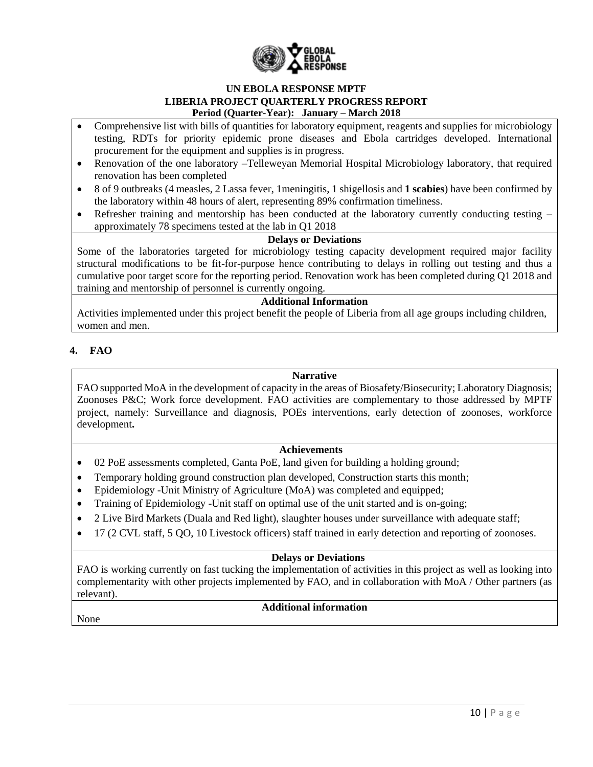- Comprehensive list with bills of quantities for laboratory equipment, reagents and supplies for microbiology testing, RDTs for priority epidemic prone diseases and Ebola cartridges developed. International procurement for the equipment and supplies is in progress.
- Renovation of the one laboratory –Telleweyan Memorial Hospital Microbiology laboratory, that required renovation has been completed
- 8 of 9 outbreaks (4 measles, 2 Lassa fever, 1meningitis, 1 shigellosis and **1 scabies**) have been confirmed by the laboratory within 48 hours of alert, representing 89% confirmation timeliness.
- Refresher training and mentorship has been conducted at the laboratory currently conducting testing – approximately 78 specimens tested at the lab in Q1 2018

**Delays or Deviations**

Some of the laboratories targeted for microbiology testing capacity development required major facility structural modifications to be fit-for-purpose hence contributing to delays in rolling out testing and thus a cumulative poor target score for the reporting period. Renovation work has been completed during Q1 2018 and training and mentorship of personnel is currently ongoing.

**Additional Information**

Activities implemented under this project benefit the people of Liberia from all age groups including children, women and men.

## 4. FAO

**Narrative**

FAO supported MoA in the development of capacity in the areas of Biosafety/Biosecurity; Laboratory Diagnosis; Zoonoses P&C; Work force development. FAO activities are complementary to those addressed by MPTF project, namely: Surveillance and diagnosis, POEs interventions, early detection of zoonoses, workforce development**.**

**Achievements**

- 02 PoE assessments completed, Ganta PoE, land given for building a holding ground;
- Temporary holding ground construction plan developed, Construction starts this month;
- Epidemiology -Unit Ministry of Agriculture (MoA) was completed and equipped;
- Training of Epidemiology -Unit staff on optimal use of the unit started and is on-going;
- 2 Live Bird Markets (Duala and Red light), slaughter houses under surveillance with adequate staff;
- 17 (2 CVL staff, 5 QO, 10 Livestock officers) staff trained in early detection and reporting of zoonoses.

**Delays or Deviations**

FAO is working currently on fast tucking the implementation of activities in this project as well as looking into complementarity with other projects implemented by FAO, and in collaboration with MoA / Other partners (as relevant).

**Additional information**

None